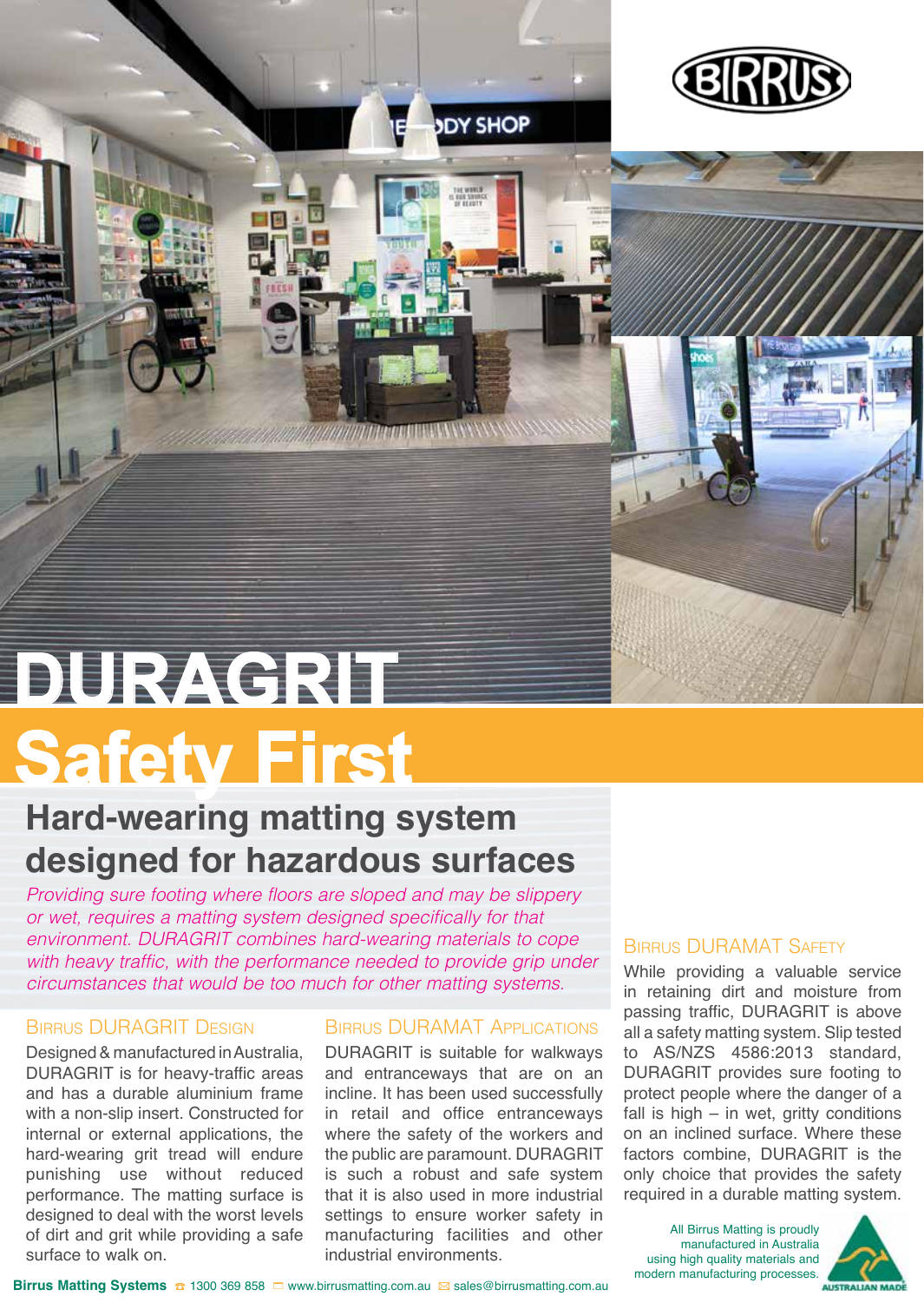# DURAGRIT

# Safety First

## Hard-wearing matting system designed for hazardous surfaces

*Providing sure footing where floors are sloped and may be slippery or wet, requires a matting system designed specifically for that environment. DURAGRIT combines hard-wearing materials to cope with heavy traffic, with the performance needed to provide grip under circumstances that would be too much for other matting systems.*

### Birrus DURAGRIT Design

Designed & manufactured in Australia, DURAGRIT is for heavy-traffic areas and has a durable aluminium frame with a non-slip insert. Constructed for internal or external applications, the hard-wearing grit tread will endure punishing use without reduced performance. The matting surface is designed to deal with the worst levels of dirt and grit while providing a safe surface to walk on.

### Birrus DURAMAT Applications

DURAGRIT is suitable for walkways and entranceways that are on an incline. It has been used successfully in retail and office entranceways where the safety of the workers and the public are paramount. DURAGRIT is such a robust and safe system that it is also used in more industrial settings to ensure worker safety in manufacturing facilities and other industrial environments.

### Birrus DURAMAT Safety

While providing a valuable service in retaining dirt and moisture from passing traffic, DURAGRIT is above all a safety matting system. Slip tested to AS/NZS 4586:2013 standard, DURAGRIT provides sure footing to protect people where the danger of a fall is high – in wet, gritty conditions on an inclined surface. Where these factors combine, DURAGRIT is the only choice that provides the safety required in a durable matting system.

All Birrus Matting is proudly manufactured in Australia using high quality materials and modern manufacturing processes.

**Birrus Matting Systems** 1300 369 858 www.birrusmatting.com.au sales@birrusmatting.com.au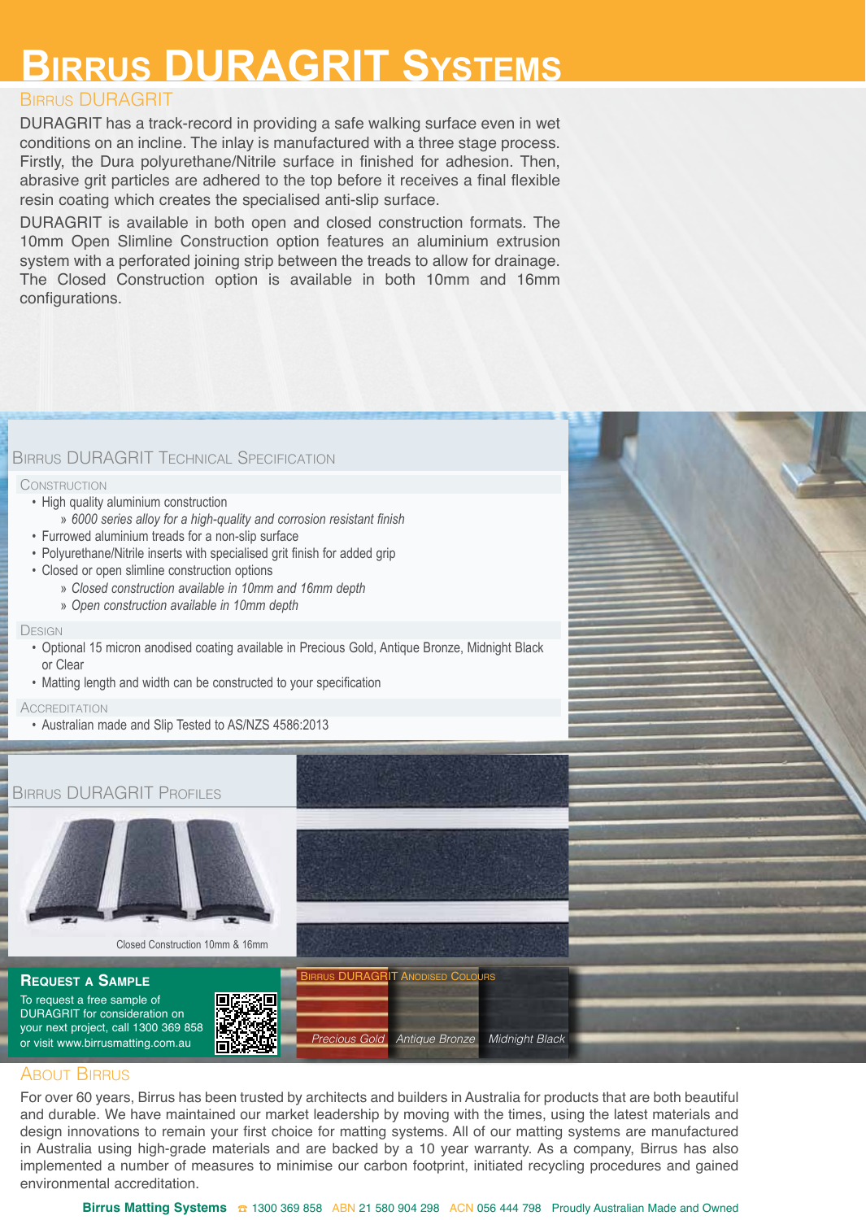# Birrus DURAGRIT Systems

## Birrus DURAGRIT

DURAGRIT has a track-record in providing a safe walking surface even in wet conditions on an incline. The inlay is manufactured with a three stage process. Firstly, the Dura polyurethane/Nitrile surface in finished for adhesion. Then, abrasive grit particles are adhered to the top before it receives a final flexible resin coating which creates the specialised anti-slip surface.

DURAGRIT is available in both open and closed construction formats. The 10mm Open Slimline Construction option features an aluminium extrusion system with a perforated joining strip between the treads to allow for drainage. The Closed Construction option is available in both 10mm and 16mm configurations.

## Birrus DURAGRIT Technical Specification

### Construction

- High quality aluminium construction
  - » *6000 series alloy for a high-quality and corrosion resistant finish*
- Furrowed aluminium treads for a non-slip surface
- Polyurethane/Nitrile inserts with specialised grit finish for added grip
- Closed or open slimline construction options
  - » *Closed construction available in 10mm and 16mm depth*
  - » *Open construction available in 10mm depth*

### Design

- Optional 15 micron anodised coating available in Precious Gold, Antique Bronze, Midnight Black or Clear
- Matting length and width can be constructed to your specification

### Accreditation

- Australian made and Slip Tested to AS/NZS 4586:2013

## Birrus DURAGRIT Profiles

Closed Construction 10mm & 16mm

## Request a Sample

To request a free sample of DURAGRIT for consideration on your next project, call 1300 369 858 or visit www.birrusmatting.com.au

## Birrus DURAGRIT Anodised Colours

*Precious Gold* *Antique Bronze* *Midnight Black*

## About Birrus

For over 60 years, Birrus has been trusted by architects and builders in Australia for products that are both beautiful and durable. We have maintained our market leadership by moving with the times, using the latest materials and design innovations to remain your first choice for matting systems. All of our matting systems are manufactured in Australia using high-grade materials and are backed by a 10 year warranty. As a company, Birrus has also implemented a number of measures to minimise our carbon footprint, initiated recycling procedures and gained environmental accreditation.

**Birrus Matting Systems** ☎ 1300 369 858 ABN 21 580 904 298 ACN 056 444 798 Proudly Australian Made and Owned